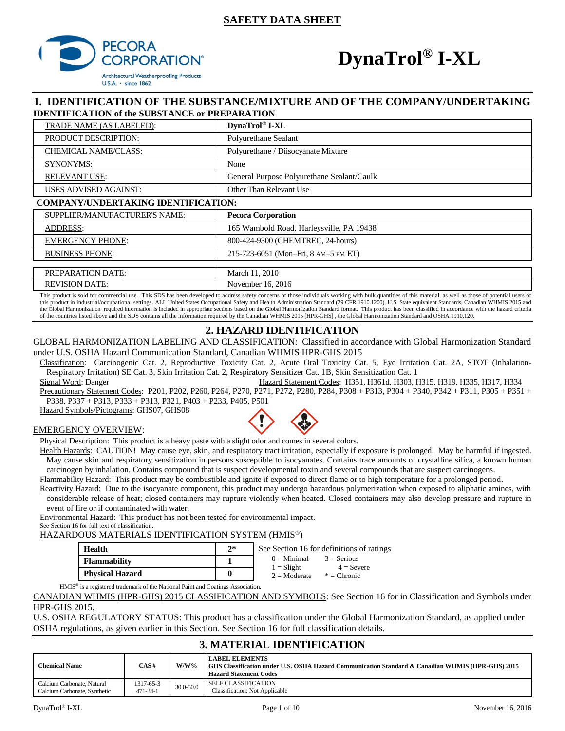# SAFETY DATA SHEET

PECORA CORPORATION®
Architectural Weatherproofing Products
U.S.A. • since 1862

# DynaTrol® I-XL

## 1. IDENTIFICATION OF THE SUBSTANCE/MIXTURE AND OF THE COMPANY/UNDERTAKING

### IDENTIFICATION of the SUBSTANCE or PREPARATION

| | |
|---|---|
| TRADE NAME (AS LABELED): | **DynaTrol® I-XL** |
| PRODUCT DESCRIPTION: | Polyurethane Sealant |
| CHEMICAL NAME/CLASS: | Polyurethane / Diisocyanate Mixture |
| SYNONYMS: | None |
| RELEVANT USE: | General Purpose Polyurethane Sealant/Caulk |
| USES ADVISED AGAINST: | Other Than Relevant Use |

### COMPANY/UNDERTAKING IDENTIFICATION:

| | |
|---|---|
| SUPPLIER/MANUFACTURER'S NAME: | **Pecora Corporation** |
| ADDRESS: | 165 Wambold Road, Harleysville, PA 19438 |
| EMERGENCY PHONE: | 800-424-9300 (CHEMTREC, 24-hours) |
| BUSINESS PHONE: | 215-723-6051 (Mon–Fri, 8 AM–5 PM ET) |

| | |
|---|---|
| PREPARATION DATE: | March 11, 2010 |
| REVISION DATE: | November 16, 2016 |

This product is sold for commercial use. This SDS has been developed to address safety concerns of those individuals working with bulk quantities of this material, as well as those of potential users of this product in industrial/occupational settings. ALL United States Occupational Safety and Health Administration Standard (29 CFR 1910.1200), U.S. State equivalent Standards, Canadian WHMIS 2015 and the Global Harmonization required information is included in appropriate sections based on the Global Harmonization Standard format. This product has been classified in accordance with the hazard criteria of the countries listed above and the SDS contains all the information required by the Canadian WHMIS 2015 [HPR-GHS] , the Global Harmonization Standard and OSHA 1910.120.

## 2. HAZARD IDENTIFICATION

GLOBAL HARMONIZATION LABELING AND CLASSIFICATION: Classified in accordance with Global Harmonization Standard under U.S. OSHA Hazard Communication Standard, Canadian WHMIS HPR-GHS 2015

Classification: Carcinogenic Cat. 2, Reproductive Toxicity Cat. 2, Acute Oral Toxicity Cat. 5, Eye Irritation Cat. 2A, STOT (Inhalation-Respiratory Irritation) SE Cat. 3, Skin Irritation Cat. 2, Respiratory Sensitizer Cat. 1B, Skin Sensitization Cat. 1

Signal Word: Danger

Hazard Statement Codes: H351, H361d, H303, H315, H319, H335, H317, H334

Precautionary Statement Codes: P201, P202, P260, P264, P270, P271, P272, P280, P284, P308 + P313, P304 + P340, P342 + P311, P305 + P351 + P338, P337 + P313, P333 + P313, P321, P403 + P233, P405, P501

Hazard Symbols/Pictograms: GHS07, GHS08

EMERGENCY OVERVIEW:

Physical Description: This product is a heavy paste with a slight odor and comes in several colors.

Health Hazards: CAUTION! May cause eye, skin, and respiratory tract irritation, especially if exposure is prolonged. May be harmful if ingested. May cause skin and respiratory sensitization in persons susceptible to isocyanates. Contains trace amounts of crystalline silica, a known human carcinogen by inhalation. Contains compound that is suspect developmental toxin and several compounds that are suspect carcinogens.

Flammability Hazard: This product may be combustible and ignite if exposed to direct flame or to high temperature for a prolonged period.

Reactivity Hazard: Due to the isocyanate component, this product may undergo hazardous polymerization when exposed to aliphatic amines, with considerable release of heat; closed containers may rupture violently when heated. Closed containers may also develop pressure and rupture in event of fire or if contaminated with water.

Environmental Hazard: This product has not been tested for environmental impact.

See Section 16 for full text of classification.

HAZARDOUS MATERIALS IDENTIFICATION SYSTEM (HMIS®)

| | |
|---|---|
| **Health** | **2*** |
| **Flammability** | **1** |
| **Physical Hazard** | **0** |

See Section 16 for definitions of ratings
0 = Minimal, 1 = Slight, 2 = Moderate, 3 = Serious, 4 = Severe, * = Chronic

HMIS® is a registered trademark of the National Paint and Coatings Association.

CANADIAN WHMIS (HPR-GHS) 2015 CLASSIFICATION AND SYMBOLS: See Section 16 for in Classification and Symbols under HPR-GHS 2015.

U.S. OSHA REGULATORY STATUS: This product has a classification under the Global Harmonization Standard, as applied under OSHA regulations, as given earlier in this Section. See Section 16 for full classification details.

## 3. MATERIAL IDENTIFICATION

| Chemical Name | CAS # | W/W% | LABEL ELEMENTS<br>GHS Classification under U.S. OSHA Hazard Communication Standard & Canadian WHMIS (HPR-GHS) 2015<br>Hazard Statement Codes |
|---|---|---|---|
| Calcium Carbonate, Natural<br>Calcium Carbonate, Synthetic | 1317-65-3<br>471-34-1 | 30.0-50.0 | SELF CLASSIFICATION<br>Classification: Not Applicable |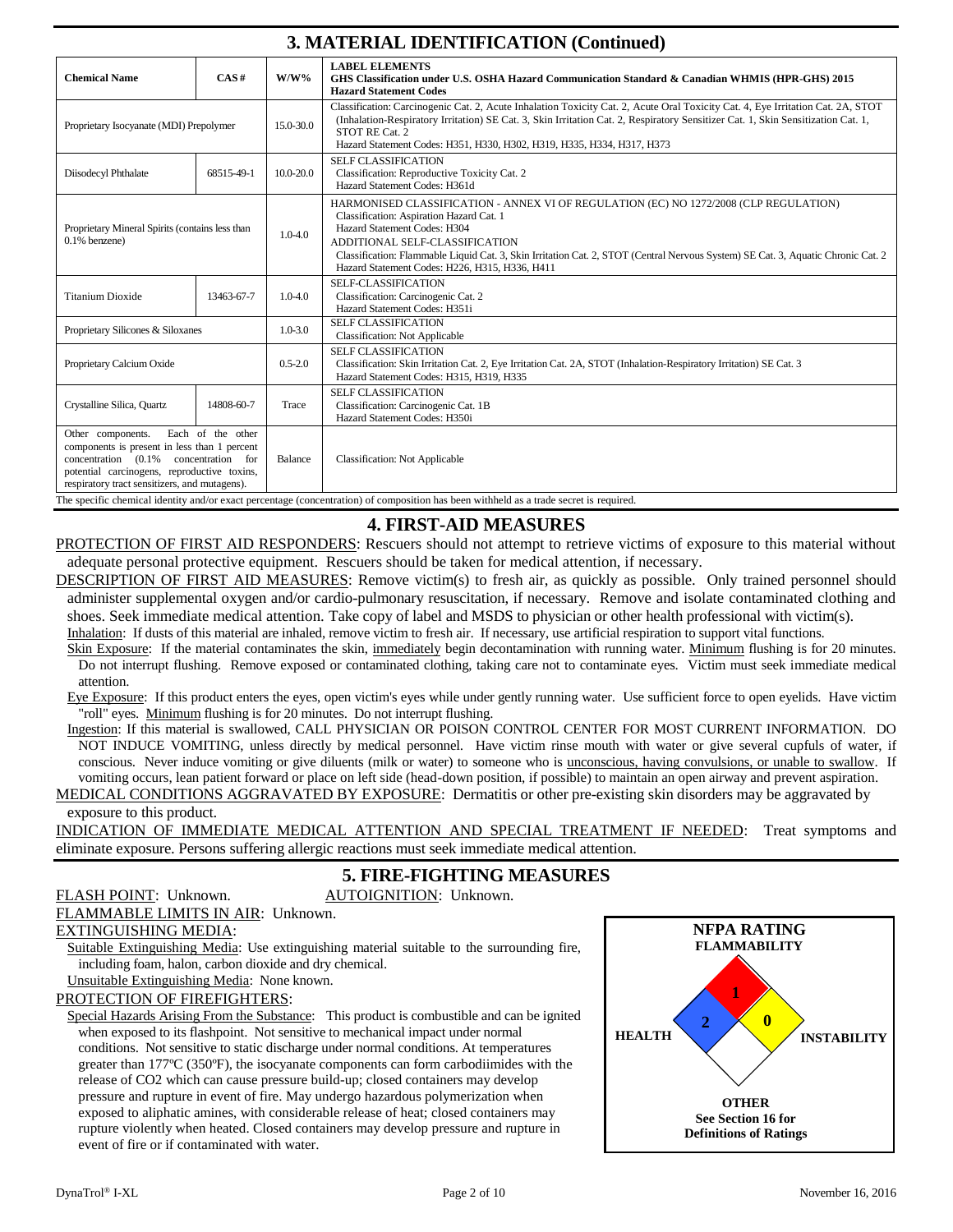## 3. MATERIAL IDENTIFICATION (Continued)

| Chemical Name | CAS # | W/W% | LABEL ELEMENTS GHS Classification under U.S. OSHA Hazard Communication Standard & Canadian WHMIS (HPR-GHS) 2015 Hazard Statement Codes |
|---|---|---|---|
| Proprietary Isocyanate (MDI) Prepolymer | | 15.0-30.0 | Classification: Carcinogenic Cat. 2, Acute Inhalation Toxicity Cat. 2, Acute Oral Toxicity Cat. 4, Eye Irritation Cat. 2A, STOT (Inhalation-Respiratory Irritation) SE Cat. 3, Skin Irritation Cat. 2, Respiratory Sensitizer Cat. 1, Skin Sensitization Cat. 1, STOT RE Cat. 2<br>Hazard Statement Codes: H351, H330, H302, H319, H335, H334, H317, H373 |
| Diisodecyl Phthalate | 68515-49-1 | 10.0-20.0 | SELF CLASSIFICATION<br>Classification: Reproductive Toxicity Cat. 2<br>Hazard Statement Codes: H361d |
| Proprietary Mineral Spirits (contains less than 0.1% benzene) | | 1.0-4.0 | HARMONISED CLASSIFICATION - ANNEX VI OF REGULATION (EC) NO 1272/2008 (CLP REGULATION)<br>Classification: Aspiration Hazard Cat. 1<br>Hazard Statement Codes: H304<br>ADDITIONAL SELF-CLASSIFICATION<br>Classification: Flammable Liquid Cat. 3, Skin Irritation Cat. 2, STOT (Central Nervous System) SE Cat. 3, Aquatic Chronic Cat. 2<br>Hazard Statement Codes: H226, H315, H336, H411 |
| Titanium Dioxide | 13463-67-7 | 1.0-4.0 | SELF-CLASSIFICATION<br>Classification: Carcinogenic Cat. 2<br>Hazard Statement Codes: H351i |
| Proprietary Silicones & Siloxanes | | 1.0-3.0 | SELF CLASSIFICATION<br>Classification: Not Applicable |
| Proprietary Calcium Oxide | | 0.5-2.0 | SELF CLASSIFICATION<br>Classification: Skin Irritation Cat. 2, Eye Irritation Cat. 2A, STOT (Inhalation-Respiratory Irritation) SE Cat. 3<br>Hazard Statement Codes: H315, H319, H335 |
| Crystalline Silica, Quartz | 14808-60-7 | Trace | SELF CLASSIFICATION<br>Classification: Carcinogenic Cat. 1B<br>Hazard Statement Codes: H350i |
| Other components. Each of the other components is present in less than 1 percent concentration (0.1% concentration for potential carcinogens, reproductive toxins, respiratory tract sensitizers, and mutagens). | | Balance | Classification: Not Applicable |

The specific chemical identity and/or exact percentage (concentration) of composition has been withheld as a trade secret is required.

## 4. FIRST-AID MEASURES

PROTECTION OF FIRST AID RESPONDERS: Rescuers should not attempt to retrieve victims of exposure to this material without adequate personal protective equipment. Rescuers should be taken for medical attention, if necessary.

DESCRIPTION OF FIRST AID MEASURES: Remove victim(s) to fresh air, as quickly as possible. Only trained personnel should administer supplemental oxygen and/or cardio-pulmonary resuscitation, if necessary. Remove and isolate contaminated clothing and shoes. Seek immediate medical attention. Take copy of label and MSDS to physician or other health professional with victim(s).

Inhalation: If dusts of this material are inhaled, remove victim to fresh air. If necessary, use artificial respiration to support vital functions.

Skin Exposure: If the material contaminates the skin, immediately begin decontamination with running water. Minimum flushing is for 20 minutes. Do not interrupt flushing. Remove exposed or contaminated clothing, taking care not to contaminate eyes. Victim must seek immediate medical attention.

Eye Exposure: If this product enters the eyes, open victim's eyes while under gently running water. Use sufficient force to open eyelids. Have victim "roll" eyes. Minimum flushing is for 20 minutes. Do not interrupt flushing.

Ingestion: If this material is swallowed, CALL PHYSICIAN OR POISON CONTROL CENTER FOR MOST CURRENT INFORMATION. DO NOT INDUCE VOMITING, unless directly by medical personnel. Have victim rinse mouth with water or give several cupfuls of water, if conscious. Never induce vomiting or give diluents (milk or water) to someone who is unconscious, having convulsions, or unable to swallow. If vomiting occurs, lean patient forward or place on left side (head-down position, if possible) to maintain an open airway and prevent aspiration.

MEDICAL CONDITIONS AGGRAVATED BY EXPOSURE: Dermatitis or other pre-existing skin disorders may be aggravated by exposure to this product.

INDICATION OF IMMEDIATE MEDICAL ATTENTION AND SPECIAL TREATMENT IF NEEDED: Treat symptoms and eliminate exposure. Persons suffering allergic reactions must seek immediate medical attention.

## 5. FIRE-FIGHTING MEASURES

FLASH POINT: Unknown. AUTOIGNITION: Unknown.

FLAMMABLE LIMITS IN AIR: Unknown.

EXTINGUISHING MEDIA:

Suitable Extinguishing Media: Use extinguishing material suitable to the surrounding fire, including foam, halon, carbon dioxide and dry chemical.

Unsuitable Extinguishing Media: None known.

PROTECTION OF FIREFIGHTERS:

Special Hazards Arising From the Substance: This product is combustible and can be ignited when exposed to its flashpoint. Not sensitive to mechanical impact under normal conditions. Not sensitive to static discharge under normal conditions. At temperatures greater than 177ºC (350ºF), the isocyanate components can form carbodiimides with the release of $CO_2$ which can cause pressure build-up; closed containers may develop pressure and rupture in event of fire. May undergo hazardous polymerization when exposed to aliphatic amines, with considerable release of heat; closed containers may rupture violently when heated. Closed containers may develop pressure and rupture in event of fire or if contaminated with water.

**NFPA RATING**

| FLAMMABILITY | HEALTH | INSTABILITY | OTHER |
|---|---|---|---|
| 1 | 2 | 0 | |

See Section 16 for Definitions of Ratings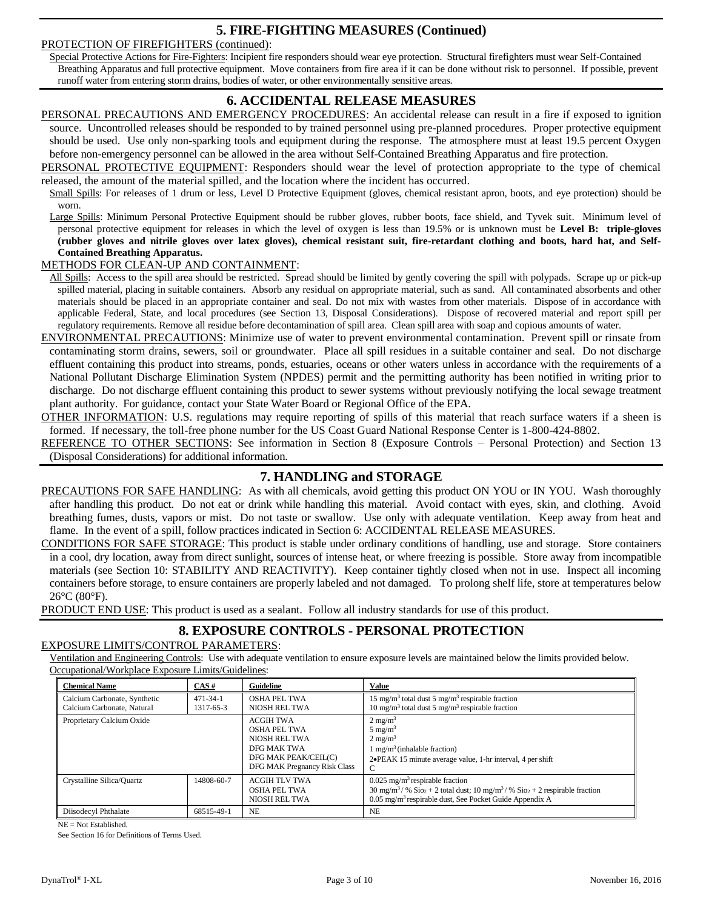## 5. FIRE-FIGHTING MEASURES (Continued)

PROTECTION OF FIREFIGHTERS (continued):

Special Protective Actions for Fire-Fighters: Incipient fire responders should wear eye protection. Structural firefighters must wear Self-Contained Breathing Apparatus and full protective equipment. Move containers from fire area if it can be done without risk to personnel. If possible, prevent runoff water from entering storm drains, bodies of water, or other environmentally sensitive areas.

## 6. ACCIDENTAL RELEASE MEASURES

PERSONAL PRECAUTIONS AND EMERGENCY PROCEDURES: An accidental release can result in a fire if exposed to ignition source. Uncontrolled releases should be responded to by trained personnel using pre-planned procedures. Proper protective equipment should be used. Use only non-sparking tools and equipment during the response. The atmosphere must at least 19.5 percent Oxygen before non-emergency personnel can be allowed in the area without Self-Contained Breathing Apparatus and fire protection.

PERSONAL PROTECTIVE EQUIPMENT: Responders should wear the level of protection appropriate to the type of chemical released, the amount of the material spilled, and the location where the incident has occurred.

Small Spills: For releases of 1 drum or less, Level D Protective Equipment (gloves, chemical resistant apron, boots, and eye protection) should be worn.

Large Spills: Minimum Personal Protective Equipment should be rubber gloves, rubber boots, face shield, and Tyvek suit. Minimum level of personal protective equipment for releases in which the level of oxygen is less than 19.5% or is unknown must be **Level B: triple-gloves (rubber gloves and nitrile gloves over latex gloves), chemical resistant suit, fire-retardant clothing and boots, hard hat, and Self-Contained Breathing Apparatus.**

METHODS FOR CLEAN-UP AND CONTAINMENT:

All Spills: Access to the spill area should be restricted. Spread should be limited by gently covering the spill with polypads. Scrape up or pick-up spilled material, placing in suitable containers. Absorb any residual on appropriate material, such as sand. All contaminated absorbents and other materials should be placed in an appropriate container and seal. Do not mix with wastes from other materials. Dispose of in accordance with applicable Federal, State, and local procedures (see Section 13, Disposal Considerations). Dispose of recovered material and report spill per regulatory requirements. Remove all residue before decontamination of spill area. Clean spill area with soap and copious amounts of water.

ENVIRONMENTAL PRECAUTIONS: Minimize use of water to prevent environmental contamination. Prevent spill or rinsate from contaminating storm drains, sewers, soil or groundwater. Place all spill residues in a suitable container and seal. Do not discharge effluent containing this product into streams, ponds, estuaries, oceans or other waters unless in accordance with the requirements of a National Pollutant Discharge Elimination System (NPDES) permit and the permitting authority has been notified in writing prior to discharge. Do not discharge effluent containing this product to sewer systems without previously notifying the local sewage treatment plant authority. For guidance, contact your State Water Board or Regional Office of the EPA.

OTHER INFORMATION: U.S. regulations may require reporting of spills of this material that reach surface waters if a sheen is formed. If necessary, the toll-free phone number for the US Coast Guard National Response Center is 1-800-424-8802.

REFERENCE TO OTHER SECTIONS: See information in Section 8 (Exposure Controls – Personal Protection) and Section 13 (Disposal Considerations) for additional information.

## 7. HANDLING and STORAGE

PRECAUTIONS FOR SAFE HANDLING: As with all chemicals, avoid getting this product ON YOU or IN YOU. Wash thoroughly after handling this product. Do not eat or drink while handling this material. Avoid contact with eyes, skin, and clothing. Avoid breathing fumes, dusts, vapors or mist. Do not taste or swallow. Use only with adequate ventilation. Keep away from heat and flame. In the event of a spill, follow practices indicated in Section 6: ACCIDENTAL RELEASE MEASURES.

CONDITIONS FOR SAFE STORAGE: This product is stable under ordinary conditions of handling, use and storage. Store containers in a cool, dry location, away from direct sunlight, sources of intense heat, or where freezing is possible. Store away from incompatible materials (see Section 10: STABILITY AND REACTIVITY). Keep container tightly closed when not in use. Inspect all incoming containers before storage, to ensure containers are properly labeled and not damaged. To prolong shelf life, store at temperatures below 26°C (80°F).

PRODUCT END USE: This product is used as a sealant. Follow all industry standards for use of this product.

## 8. EXPOSURE CONTROLS - PERSONAL PROTECTION

EXPOSURE LIMITS/CONTROL PARAMETERS:

Ventilation and Engineering Controls: Use with adequate ventilation to ensure exposure levels are maintained below the limits provided below.

Occupational/Workplace Exposure Limits/Guidelines:

| Chemical Name | CAS # | Guideline | Value |
|---|---|---|---|
| Calcium Carbonate, Synthetic<br>Calcium Carbonate, Natural | 471-34-1<br>1317-65-3 | OSHA PEL TWA<br>NIOSH REL TWA | 15 $mg/m^3$ total dust 5 $mg/m^3$ respirable fraction<br>10 $mg/m^3$ total dust 5 $mg/m^3$ respirable fraction |
| Proprietary Calcium Oxide | | ACGIH TWA<br>OSHA PEL TWA<br>NIOSH REL TWA<br>DFG MAK TWA<br>DFG MAK PEAK/CEIL(C)<br>DFG MAK Pregnancy Risk Class | 2 $mg/m^3$<br>5 $mg/m^3$<br>2 $mg/m^3$<br>1 $mg/m^3$ (inhalable fraction)<br>2•PEAK 15 minute average value, 1-hr interval, 4 per shift<br>C |
| Crystalline Silica/Quartz | 14808-60-7 | ACGIH TLV TWA<br>OSHA PEL TWA<br>NIOSH REL TWA | 0.025 $mg/m^3$ respirable fraction<br>30 $mg/m^3$ / % $SiO_2$ + 2 total dust; 10 $mg/m^3$ / % $SiO_2$ + 2 respirable fraction<br>0.05 $mg/m^3$ respirable dust, See Pocket Guide Appendix A |
| Diisodecyl Phthalate | 68515-49-1 | NE | NE |

NE = Not Established.

See Section 16 for Definitions of Terms Used.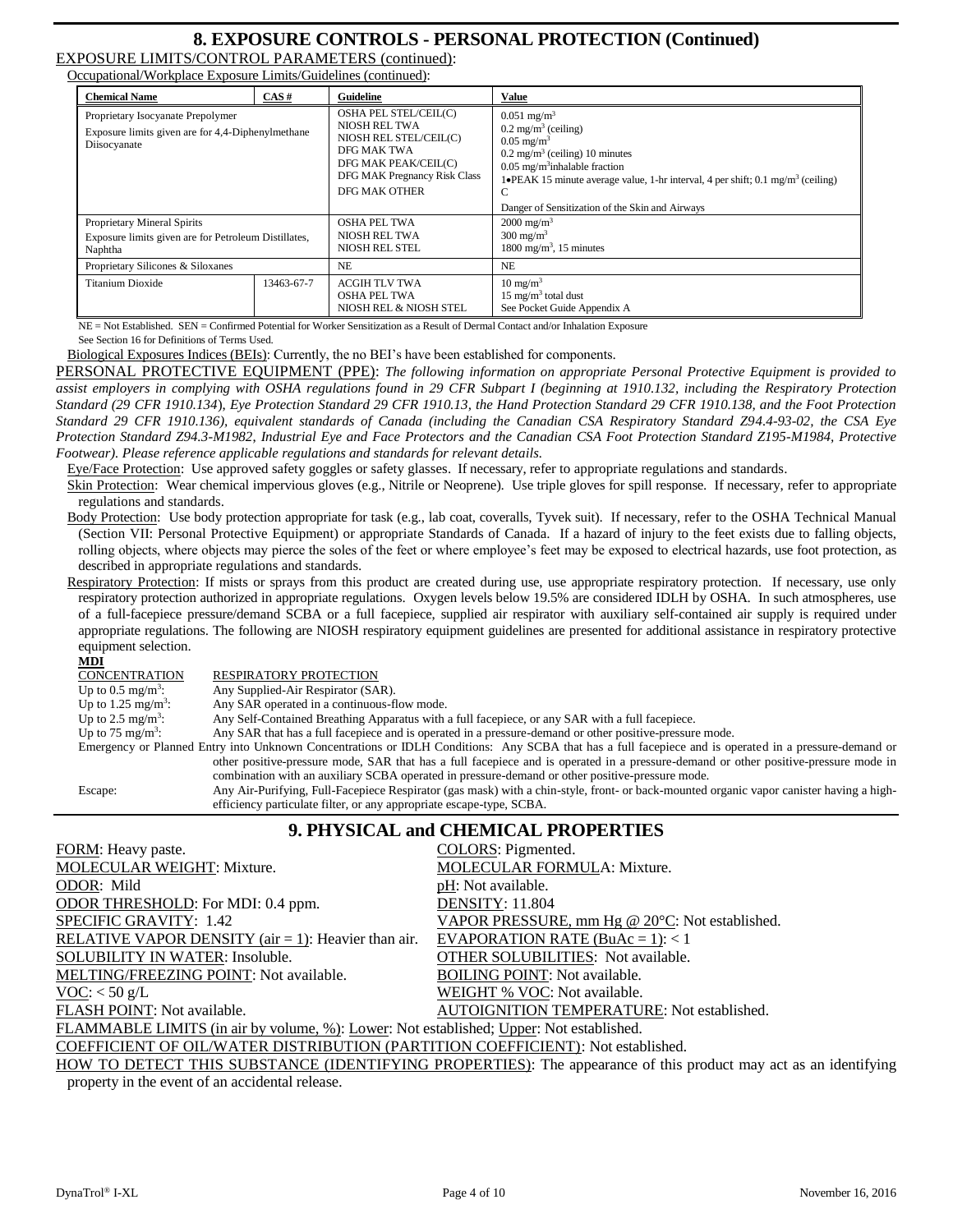## 8. EXPOSURE CONTROLS - PERSONAL PROTECTION (Continued)

EXPOSURE LIMITS/CONTROL PARAMETERS (continued):

Occupational/Workplace Exposure Limits/Guidelines (continued):

| Chemical Name | CAS # | Guideline | Value |
|---|---|---|---|
| Proprietary Isocyanate Prepolymer<br>Exposure limits given are for 4,4-Diphenylmethane Diisocyanate | | OSHA PEL STEL/CEIL(C)<br>NIOSH REL TWA<br>NIOSH REL STEL/CEIL(C)<br>DFG MAK TWA<br>DFG MAK PEAK/CEIL(C)<br>DFG MAK Pregnancy Risk Class<br>DFG MAK OTHER | 0.051 mg/m$^3$<br>0.2 mg/m$^3$ (ceiling)<br>0.05 mg/m$^3$<br>0.2 mg/m$^3$ (ceiling) 10 minutes<br>0.05 mg/m$^3$inhalable fraction<br>1•PEAK 15 minute average value, 1-hr interval, 4 per shift; 0.1 mg/m$^3$ (ceiling)<br>C<br>Danger of Sensitization of the Skin and Airways |
| Proprietary Mineral Spirits<br>Exposure limits given are for Petroleum Distillates, Naphtha | | OSHA PEL TWA<br>NIOSH REL TWA<br>NIOSH REL STEL | 2000 mg/m$^3$<br>300 mg/m$^3$<br>1800 mg/m$^3$, 15 minutes |
| Proprietary Silicones & Siloxanes | | NE | NE |
| Titanium Dioxide | 13463-67-7 | ACGIH TLV TWA<br>OSHA PEL TWA<br>NIOSH REL & NIOSH STEL | 10 mg/m$^3$<br>15 mg/m$^3$ total dust<br>See Pocket Guide Appendix A |

NE = Not Established. SEN = Confirmed Potential for Worker Sensitization as a Result of Dermal Contact and/or Inhalation Exposure
See Section 16 for Definitions of Terms Used.

Biological Exposures Indices (BEIs): Currently, the no BEI's have been established for components.

PERSONAL PROTECTIVE EQUIPMENT (PPE): *The following information on appropriate Personal Protective Equipment is provided to assist employers in complying with OSHA regulations found in 29 CFR Subpart I (beginning at 1910.132, including the Respiratory Protection Standard (29 CFR 1910.134), Eye Protection Standard 29 CFR 1910.13, the Hand Protection Standard 29 CFR 1910.138, and the Foot Protection Standard 29 CFR 1910.136), equivalent standards of Canada (including the Canadian CSA Respiratory Standard Z94.4-93-02, the CSA Eye Protection Standard Z94.3-M1982, Industrial Eye and Face Protectors and the Canadian CSA Foot Protection Standard Z195-M1984, Protective Footwear). Please reference applicable regulations and standards for relevant details.*

Eye/Face Protection: Use approved safety goggles or safety glasses. If necessary, refer to appropriate regulations and standards.

Skin Protection: Wear chemical impervious gloves (e.g., Nitrile or Neoprene). Use triple gloves for spill response. If necessary, refer to appropriate regulations and standards.

Body Protection: Use body protection appropriate for task (e.g., lab coat, coveralls, Tyvek suit). If necessary, refer to the OSHA Technical Manual (Section VII: Personal Protective Equipment) or appropriate Standards of Canada. If a hazard of injury to the feet exists due to falling objects, rolling objects, where objects may pierce the soles of the feet or where employee's feet may be exposed to electrical hazards, use foot protection, as described in appropriate regulations and standards.

Respiratory Protection: If mists or sprays from this product are created during use, use appropriate respiratory protection. If necessary, use only respiratory protection authorized in appropriate regulations. Oxygen levels below 19.5% are considered IDLH by OSHA. In such atmospheres, use of a full-facepiece pressure/demand SCBA or a full facepiece, supplied air respirator with auxiliary self-contained air supply is required under appropriate regulations. The following are NIOSH respiratory equipment guidelines are presented for additional assistance in respiratory protective equipment selection.

**MDI**

| CONCENTRATION | RESPIRATORY PROTECTION |
|---|---|
| Up to 0.5 mg/m$^3$: | Any Supplied-Air Respirator (SAR). |
| Up to 1.25 mg/m$^3$: | Any SAR operated in a continuous-flow mode. |
| Up to 2.5 mg/m$^3$: | Any Self-Contained Breathing Apparatus with a full facepiece, or any SAR with a full facepiece. |
| Up to 75 mg/m$^3$: | Any SAR that has a full facepiece and is operated in a pressure-demand or other positive-pressure mode. |
| Emergency or Planned Entry into Unknown Concentrations or IDLH Conditions: | Any SCBA that has a full facepiece and is operated in a pressure-demand or other positive-pressure mode, SAR that has a full facepiece and is operated in a pressure-demand or other positive-pressure mode in combination with an auxiliary SCBA operated in pressure-demand or other positive-pressure mode. |
| Escape: | Any Air-Purifying, Full-Facepiece Respirator (gas mask) with a chin-style, front- or back-mounted organic vapor canister having a high-efficiency particulate filter, or any appropriate escape-type, SCBA. |

## 9. PHYSICAL and CHEMICAL PROPERTIES

FORM: Heavy paste.
COLORS: Pigmented.
MOLECULAR WEIGHT: Mixture.
MOLECULAR FORMULA: Mixture.
ODOR: Mild
pH: Not available.
ODOR THRESHOLD: For MDI: 0.4 ppm.
DENSITY: 11.804
SPECIFIC GRAVITY: 1.42
VAPOR PRESSURE, mm Hg @ 20°C: Not established.
RELATIVE VAPOR DENSITY (air = 1): Heavier than air.
EVAPORATION RATE (BuAc = 1): < 1
SOLUBILITY IN WATER: Insoluble.
OTHER SOLUBILITIES: Not available.
MELTING/FREEZING POINT: Not available.
BOILING POINT: Not available.
VOC: < 50 g/L
WEIGHT % VOC: Not available.
FLASH POINT: Not available.
AUTOIGNITION TEMPERATURE: Not established.
FLAMMABLE LIMITS (in air by volume, %): Lower: Not established; Upper: Not established.
COEFFICIENT OF OIL/WATER DISTRIBUTION (PARTITION COEFFICIENT): Not established.
HOW TO DETECT THIS SUBSTANCE (IDENTIFYING PROPERTIES): The appearance of this product may act as an identifying property in the event of an accidental release.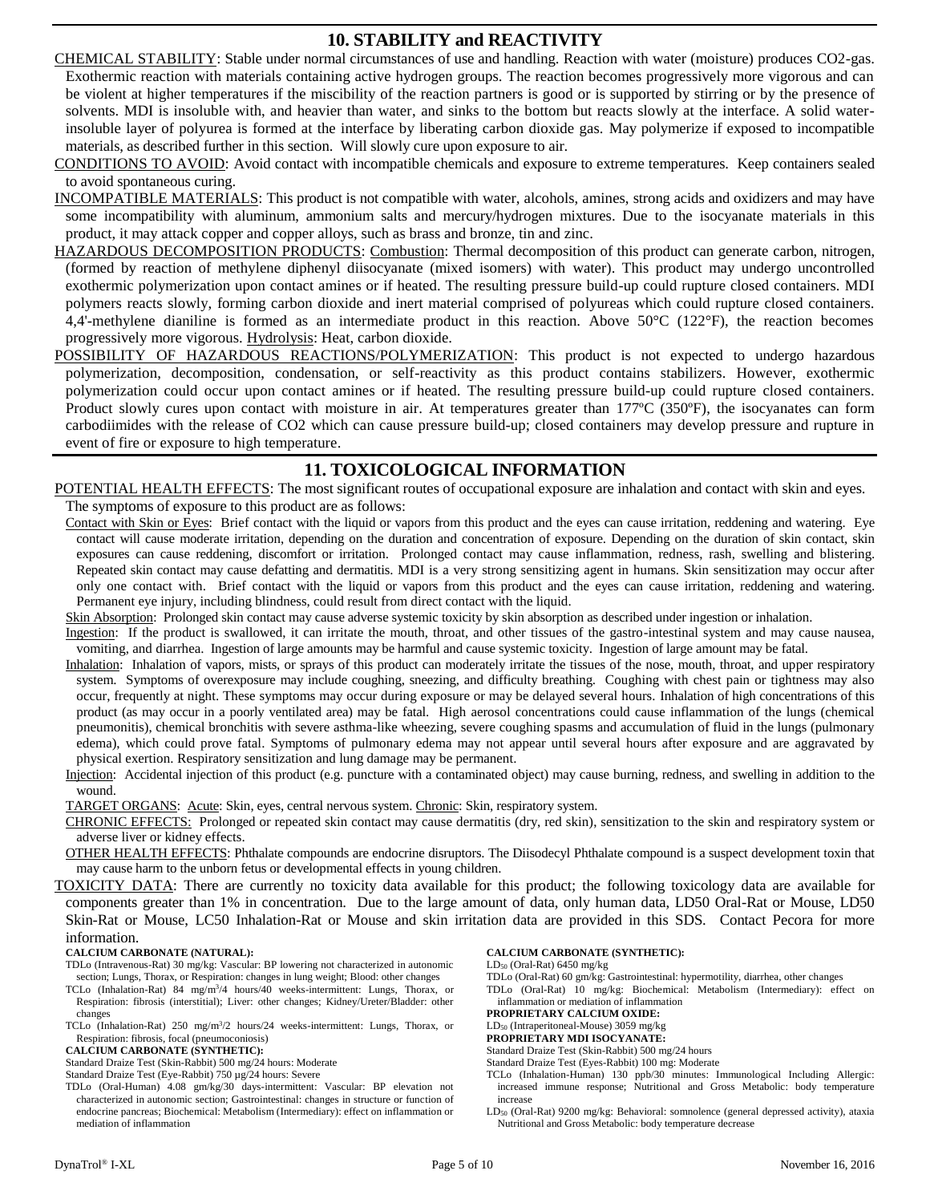## 10. STABILITY and REACTIVITY

<u>CHEMICAL STABILITY</u>: Stable under normal circumstances of use and handling. Reaction with water (moisture) produces CO2-gas. Exothermic reaction with materials containing active hydrogen groups. The reaction becomes progressively more vigorous and can be violent at higher temperatures if the miscibility of the reaction partners is good or is supported by stirring or by the presence of solvents. MDI is insoluble with, and heavier than water, and sinks to the bottom but reacts slowly at the interface. A solid water-insoluble layer of polyurea is formed at the interface by liberating carbon dioxide gas. May polymerize if exposed to incompatible materials, as described further in this section. Will slowly cure upon exposure to air.

<u>CONDITIONS TO AVOID</u>: Avoid contact with incompatible chemicals and exposure to extreme temperatures. Keep containers sealed to avoid spontaneous curing.

<u>INCOMPATIBLE MATERIALS</u>: This product is not compatible with water, alcohols, amines, strong acids and oxidizers and may have some incompatibility with aluminum, ammonium salts and mercury/hydrogen mixtures. Due to the isocyanate materials in this product, it may attack copper and copper alloys, such as brass and bronze, tin and zinc.

<u>HAZARDOUS DECOMPOSITION PRODUCTS</u>: <u>Combustion</u>: Thermal decomposition of this product can generate carbon, nitrogen, (formed by reaction of methylene diphenyl diisocyanate (mixed isomers) with water). This product may undergo uncontrolled exothermic polymerization upon contact amines or if heated. The resulting pressure build-up could rupture closed containers. MDI polymers reacts slowly, forming carbon dioxide and inert material comprised of polyureas which could rupture closed containers. 4,4'-methylene dianiline is formed as an intermediate product in this reaction. Above 50°C (122°F), the reaction becomes progressively more vigorous. <u>Hydrolysis</u>: Heat, carbon dioxide.

<u>POSSIBILITY OF HAZARDOUS REACTIONS/POLYMERIZATION</u>: This product is not expected to undergo hazardous polymerization, decomposition, condensation, or self-reactivity as this product contains stabilizers. However, exothermic polymerization could occur upon contact amines or if heated. The resulting pressure build-up could rupture closed containers. Product slowly cures upon contact with moisture in air. At temperatures greater than 177ºC (350ºF), the isocyanates can form carbodiimides with the release of CO2 which can cause pressure build-up; closed containers may develop pressure and rupture in event of fire or exposure to high temperature.

## 11. TOXICOLOGICAL INFORMATION

<u>POTENTIAL HEALTH EFFECTS</u>: The most significant routes of occupational exposure are inhalation and contact with skin and eyes. The symptoms of exposure to this product are as follows:

<u>Contact with Skin or Eyes</u>: Brief contact with the liquid or vapors from this product and the eyes can cause irritation, reddening and watering. Eye contact will cause moderate irritation, depending on the duration and concentration of exposure. Depending on the duration of skin contact, skin exposures can cause reddening, discomfort or irritation. Prolonged contact may cause inflammation, redness, rash, swelling and blistering. Repeated skin contact may cause defatting and dermatitis. MDI is a very strong sensitizing agent in humans. Skin sensitization may occur after only one contact with. Brief contact with the liquid or vapors from this product and the eyes can cause irritation, reddening and watering. Permanent eye injury, including blindness, could result from direct contact with the liquid.

<u>Skin Absorption</u>: Prolonged skin contact may cause adverse systemic toxicity by skin absorption as described under ingestion or inhalation.

<u>Ingestion</u>: If the product is swallowed, it can irritate the mouth, throat, and other tissues of the gastro-intestinal system and may cause nausea, vomiting, and diarrhea. Ingestion of large amounts may be harmful and cause systemic toxicity. Ingestion of large amount may be fatal.

<u>Inhalation</u>: Inhalation of vapors, mists, or sprays of this product can moderately irritate the tissues of the nose, mouth, throat, and upper respiratory system. Symptoms of overexposure may include coughing, sneezing, and difficulty breathing. Coughing with chest pain or tightness may also occur, frequently at night. These symptoms may occur during exposure or may be delayed several hours. Inhalation of high concentrations of this product (as may occur in a poorly ventilated area) may be fatal. High aerosol concentrations could cause inflammation of the lungs (chemical pneumonitis), chemical bronchitis with severe asthma-like wheezing, severe coughing spasms and accumulation of fluid in the lungs (pulmonary edema), which could prove fatal. Symptoms of pulmonary edema may not appear until several hours after exposure and are aggravated by physical exertion. Respiratory sensitization and lung damage may be permanent.

<u>Injection</u>: Accidental injection of this product (e.g. puncture with a contaminated object) may cause burning, redness, and swelling in addition to the wound.

<u>TARGET ORGANS</u>: <u>Acute</u>: Skin, eyes, central nervous system. <u>Chronic</u>: Skin, respiratory system.

<u>CHRONIC EFFECTS:</u> Prolonged or repeated skin contact may cause dermatitis (dry, red skin), sensitization to the skin and respiratory system or adverse liver or kidney effects.

<u>OTHER HEALTH EFFECTS</u>: Phthalate compounds are endocrine disruptors. The Diisodecyl Phthalate compound is a suspect development toxin that may cause harm to the unborn fetus or developmental effects in young children.

<u>TOXICITY DATA</u>: There are currently no toxicity data available for this product; the following toxicology data are available for components greater than 1% in concentration. Due to the large amount of data, only human data, LD50 Oral-Rat or Mouse, LD50 Skin-Rat or Mouse, LC50 Inhalation-Rat or Mouse and skin irritation data are provided in this SDS. Contact Pecora for more information.

**CALCIUM CARBONATE (NATURAL):**

TDLo (Intravenous-Rat) 30 mg/kg: Vascular: BP lowering not characterized in autonomic section; Lungs, Thorax, or Respiration: changes in lung weight; Blood: other changes

TCLo (Inhalation-Rat) 84 mg/m³/4 hours/40 weeks-intermittent: Lungs, Thorax, or Respiration: fibrosis (interstitial); Liver: other changes; Kidney/Ureter/Bladder: other changes

TCLo (Inhalation-Rat) 250 mg/m³/2 hours/24 weeks-intermittent: Lungs, Thorax, or Respiration: fibrosis, focal (pneumoconiosis)

**CALCIUM CARBONATE (SYNTHETIC):**

Standard Draize Test (Skin-Rabbit) 500 mg/24 hours: Moderate

Standard Draize Test (Eye-Rabbit) 750 µg/24 hours: Severe

TDLo (Oral-Human) 4.08 gm/kg/30 days-intermittent: Vascular: BP elevation not characterized in autonomic section; Gastrointestinal: changes in structure or function of endocrine pancreas; Biochemical: Metabolism (Intermediary): effect on inflammation or mediation of inflammation

**CALCIUM CARBONATE (SYNTHETIC):**

$LD_{50}$ (Oral-Rat) 6450 mg/kg

TDLo (Oral-Rat) 60 gm/kg: Gastrointestinal: hypermotility, diarrhea, other changes

TDLo (Oral-Rat) 10 mg/kg: Biochemical: Metabolism (Intermediary): effect on inflammation or mediation of inflammation

**PROPRIETARY CALCIUM OXIDE:**

$LD_{50}$ (Intraperitoneal-Mouse) 3059 mg/kg

**PROPRIETARY MDI ISOCYANATE:**

Standard Draize Test (Skin-Rabbit) 500 mg/24 hours

Standard Draize Test (Eyes-Rabbit) 100 mg: Moderate

TCLo (Inhalation-Human) 130 ppb/30 minutes: Immunological Including Allergic: increased immune response; Nutritional and Gross Metabolic: body temperature increase

$LD_{50}$ (Oral-Rat) 9200 mg/kg: Behavioral: somnolence (general depressed activity), ataxia Nutritional and Gross Metabolic: body temperature decrease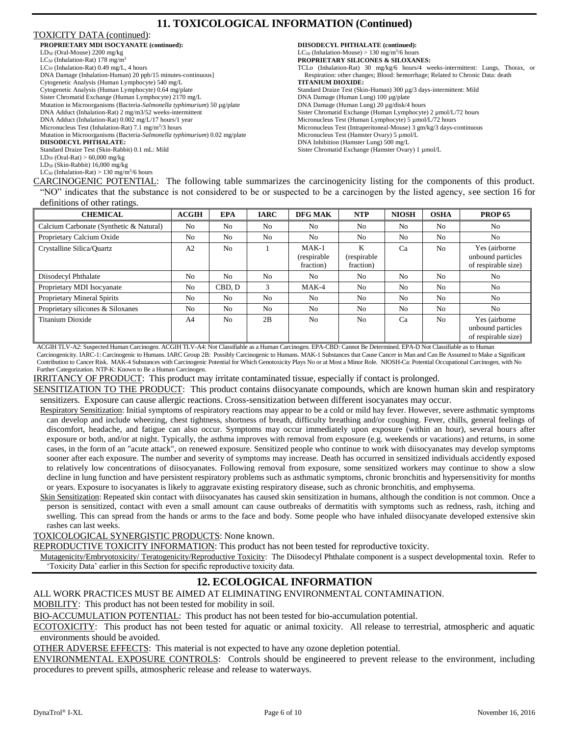## 11. TOXICOLOGICAL INFORMATION (Continued)

TOXICITY DATA (continued):

**PROPRIETARY MDI ISOCYANATE (continued):**
$LD_{50}$ (Oral-Mouse) 2200 mg/kg
$LC_{50}$ (Inhalation-Rat) 178 mg/m$^3$
$LC_{50}$ (Inhalation-Rat) 0.49 mg/L, 4 hours
DNA Damage (Inhalation-Human) 20 ppb/15 minutes-continuous]
Cytogenetic Analysis (Human Lymphocyte) 540 mg/L
Cytogenetic Analysis (Human Lymphocyte) 0.64 mg/plate
Sister Chromatid Exchange (Human Lymphocyte) 2170 mg/L
Mutation in Microorganisms (Bacteria-*Salmonella typhimurium*) 50 µg/plate
DNA Adduct (Inhalation-Rat) 2 mg/m3/52 weeks-intermittent
DNA Adduct (Inhalation-Rat) 0.002 mg/L/17 hours/1 year
Micronucleus Test (Inhalation-Rat) 7.1 mg/m$^3$/3 hours
Mutation in Microorganisms (Bacteria-*Salmonella typhimurium*) 0.02 mg/plate

**DIISODECYL PHTHALATE:**
Standard Draize Test (Skin-Rabbit) 0.1 mL: Mild
$LD_{50}$ (Oral-Rat) > 60,000 mg/kg
$LD_{50}$ (Skin-Rabbit) 16,000 mg/kg
$LC_{50}$ (Inhalation-Rat) > 130 mg/m$^3$/6 hours

**DIISODECYL PHTHALATE (continued):**
$LC_{50}$ (Inhalation-Mouse) > 130 mg/m$^3$/6 hours

**PROPRIETARY SILICONES & SILOXANES:**
TCLo (Inhalation-Rat) 30 mg/kg/6 hours/4 weeks-intermittent: Lungs, Thorax, or Respiration: other changes; Blood: hemorrhage; Related to Chronic Data: death

**TITANIUM DIOXIDE:**
Standard Draize Test (Skin-Human) 300 µg/3 days-intermittent: Mild
DNA Damage (Human Lung) 100 µg/plate
DNA Damage (Human Lung) 20 µg/disk/4 hours
Sister Chromatid Exchange (Human Lymphocyte) 2 µmol/L/72 hours
Micronucleus Test (Human Lymphocyte) 5 µmol/L/72 hours
Micronucleus Test (Intraperitoneal-Mouse) 3 gm/kg/3 days-continuous
Micronucleus Test (Hamster Ovary) 5 µmol/L
DNA Inhibition (Hamster Lung) 500 mg/L
Sister Chromatid Exchange (Hamster Ovary) 1 µmol/L

CARCINOGENIC POTENTIAL: The following table summarizes the carcinogenicity listing for the components of this product. "NO" indicates that the substance is not considered to be or suspected to be a carcinogen by the listed agency, see section 16 for definitions of other ratings.

| CHEMICAL | ACGIH | EPA | IARC | DFG MAK | NTP | NIOSH | OSHA | PROP 65 |
|---|---|---|---|---|---|---|---|---|
| Calcium Carbonate (Synthetic & Natural) | No | No | No | No | No | No | No | No |
| Proprietary Calcium Oxide | No | No | No | No | No | No | No | No |
| Crystalline Silica/Quartz | A2 | No | 1 | MAK-1 (respirable fraction) | K (respirable fraction) | Ca | No | Yes (airborne unbound particles of respirable size) |
| Diisodecyl Phthalate | No | No | No | No | No | No | No | No |
| Proprietary MDI Isocyanate | No | CBD, D | 3 | MAK-4 | No | No | No | No |
| Proprietary Mineral Spirits | No | No | No | No | No | No | No | No |
| Proprietary silicones & Siloxanes | No | No | No | No | No | No | No | No |
| Titanium Dioxide | A4 | No | 2B | No | No | Ca | No | Yes (airborne unbound particles of respirable size) |

ACGIH TLV-A2: Suspected Human Carcinogen. ACGIH TLV-A4: Not Classifiable as a Human Carcinogen. EPA-CBD: Cannot Be Determined. EPA-D Not Classifiable as to Human Carcinogenicity. IARC-1: Carcinogenic to Humans. IARC Group 2B: Possibly Carcinogenic to Humans. MAK-1 Substances that Cause Cancer in Man and Can Be Assumed to Make a Significant Contribution to Cancer Risk. MAK-4 Substances with Carcinogenic Potential for Which Genotoxicity Plays No or at Most a Minor Role. NIOSH-Ca: Potential Occupational Carcinogen, with No Further Categorization. NTP-K: Known to Be a Human Carcinogen.

IRRITANCY OF PRODUCT: This product may irritate contaminated tissue, especially if contact is prolonged.

SENSITIZATION TO THE PRODUCT: This product contains diisocyanate compounds, which are known human skin and respiratory sensitizers. Exposure can cause allergic reactions. Cross-sensitization between different isocyanates may occur.

Respiratory Sensitization: Initial symptoms of respiratory reactions may appear to be a cold or mild hay fever. However, severe asthmatic symptoms can develop and include wheezing, chest tightness, shortness of breath, difficulty breathing and/or coughing. Fever, chills, general feelings of discomfort, headache, and fatigue can also occur. Symptoms may occur immediately upon exposure (within an hour), several hours after exposure or both, and/or at night. Typically, the asthma improves with removal from exposure (e.g. weekends or vacations) and returns, in some cases, in the form of an "acute attack", on renewed exposure. Sensitized people who continue to work with diisocyanates may develop symptoms sooner after each exposure. The number and severity of symptoms may increase. Death has occurred in sensitized individuals accidently exposed to relatively low concentrations of diisocyanates. Following removal from exposure, some sensitized workers may continue to show a slow decline in lung function and have persistent respiratory problems such as asthmatic symptoms, chronic bronchitis and hypersensitivity for months or years. Exposure to isocyanates is likely to aggravate existing respiratory disease, such as chronic bronchitis, and emphysema.

Skin Sensitization: Repeated skin contact with diisocyanates has caused skin sensitization in humans, although the condition is not common. Once a person is sensitized, contact with even a small amount can cause outbreaks of dermatitis with symptoms such as redness, rash, itching and swelling. This can spread from the hands or arms to the face and body. Some people who have inhaled diisocyanate developed extensive skin rashes can last weeks.

TOXICOLOGICAL SYNERGISTIC PRODUCTS: None known.

REPRODUCTIVE TOXICITY INFORMATION: This product has not been tested for reproductive toxicity.

Mutagenicity/Embryotoxicity/ Teratogenicity/Reproductive Toxicity: The Diisodecyl Phthalate component is a suspect developmental toxin. Refer to 'Toxicity Data' earlier in this Section for specific reproductive toxicity data.

## 12. ECOLOGICAL INFORMATION

ALL WORK PRACTICES MUST BE AIMED AT ELIMINATING ENVIRONMENTAL CONTAMINATION.

MOBILITY: This product has not been tested for mobility in soil.

BIO-ACCUMULATION POTENTIAL: This product has not been tested for bio-accumulation potential.

ECOTOXICITY: This product has not been tested for aquatic or animal toxicity. All release to terrestrial, atmospheric and aquatic environments should be avoided.

OTHER ADVERSE EFFECTS: This material is not expected to have any ozone depletion potential.

ENVIRONMENTAL EXPOSURE CONTROLS: Controls should be engineered to prevent release to the environment, including procedures to prevent spills, atmospheric release and release to waterways.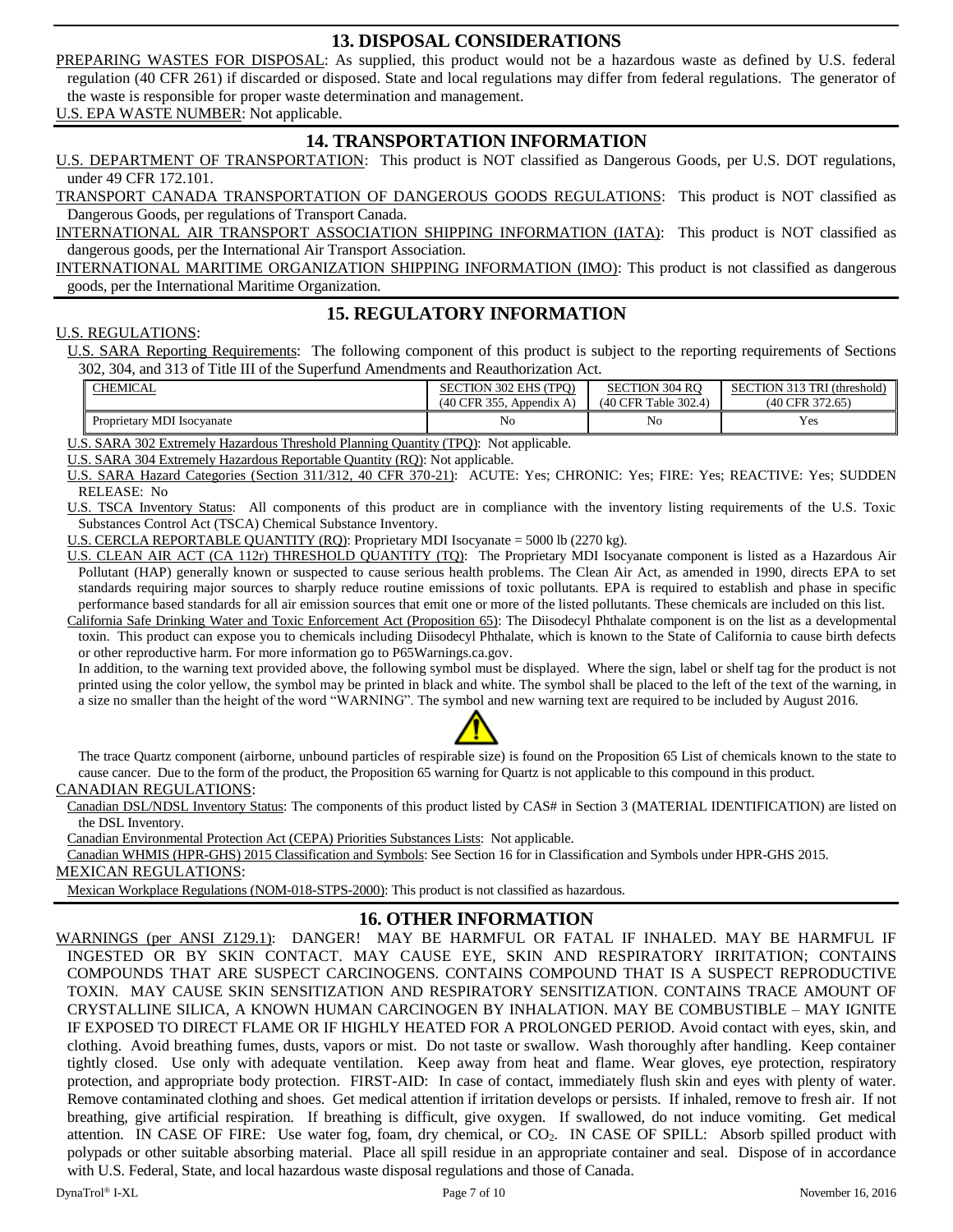## 13. DISPOSAL CONSIDERATIONS

PREPARING WASTES FOR DISPOSAL: As supplied, this product would not be a hazardous waste as defined by U.S. federal regulation (40 CFR 261) if discarded or disposed. State and local regulations may differ from federal regulations. The generator of the waste is responsible for proper waste determination and management.

U.S. EPA WASTE NUMBER: Not applicable.

## 14. TRANSPORTATION INFORMATION

U.S. DEPARTMENT OF TRANSPORTATION: This product is NOT classified as Dangerous Goods, per U.S. DOT regulations, under 49 CFR 172.101.

TRANSPORT CANADA TRANSPORTATION OF DANGEROUS GOODS REGULATIONS: This product is NOT classified as Dangerous Goods, per regulations of Transport Canada.

INTERNATIONAL AIR TRANSPORT ASSOCIATION SHIPPING INFORMATION (IATA): This product is NOT classified as dangerous goods, per the International Air Transport Association.

INTERNATIONAL MARITIME ORGANIZATION SHIPPING INFORMATION (IMO): This product is not classified as dangerous goods, per the International Maritime Organization.

## 15. REGULATORY INFORMATION

U.S. REGULATIONS:

U.S. SARA Reporting Requirements: The following component of this product is subject to the reporting requirements of Sections 302, 304, and 313 of Title III of the Superfund Amendments and Reauthorization Act.

| CHEMICAL | SECTION 302 EHS (TPQ) (40 CFR 355, Appendix A) | SECTION 304 RQ (40 CFR Table 302.4) | SECTION 313 TRI (threshold) (40 CFR 372.65) |
|---|---|---|---|
| Proprietary MDI Isocyanate | No | No | Yes |

U.S. SARA 302 Extremely Hazardous Threshold Planning Quantity (TPQ): Not applicable.

U.S. SARA 304 Extremely Hazardous Reportable Quantity (RQ): Not applicable.

U.S. SARA Hazard Categories (Section 311/312, 40 CFR 370-21): ACUTE: Yes; CHRONIC: Yes; FIRE: Yes; REACTIVE: Yes; SUDDEN RELEASE: No

U.S. TSCA Inventory Status: All components of this product are in compliance with the inventory listing requirements of the U.S. Toxic Substances Control Act (TSCA) Chemical Substance Inventory.

U.S. CERCLA REPORTABLE QUANTITY (RQ): Proprietary MDI Isocyanate = 5000 lb (2270 kg).

U.S. CLEAN AIR ACT (CA 112r) THRESHOLD QUANTITY (TQ): The Proprietary MDI Isocyanate component is listed as a Hazardous Air Pollutant (HAP) generally known or suspected to cause serious health problems. The Clean Air Act, as amended in 1990, directs EPA to set standards requiring major sources to sharply reduce routine emissions of toxic pollutants. EPA is required to establish and phase in specific performance based standards for all air emission sources that emit one or more of the listed pollutants. These chemicals are included on this list.

California Safe Drinking Water and Toxic Enforcement Act (Proposition 65): The Diisodecyl Phthalate component is on the list as a developmental toxin. This product can expose you to chemicals including Diisodecyl Phthalate, which is known to the State of California to cause birth defects or other reproductive harm. For more information go to P65Warnings.ca.gov.

In addition, to the warning text provided above, the following symbol must be displayed. Where the sign, label or shelf tag for the product is not printed using the color yellow, the symbol may be printed in black and white. The symbol shall be placed to the left of the text of the warning, in a size no smaller than the height of the word "WARNING". The symbol and new warning text are required to be included by August 2016.

The trace Quartz component (airborne, unbound particles of respirable size) is found on the Proposition 65 List of chemicals known to the state to cause cancer. Due to the form of the product, the Proposition 65 warning for Quartz is not applicable to this compound in this product.

CANADIAN REGULATIONS:

Canadian DSL/NDSL Inventory Status: The components of this product listed by CAS# in Section 3 (MATERIAL IDENTIFICATION) are listed on the DSL Inventory.

Canadian Environmental Protection Act (CEPA) Priorities Substances Lists: Not applicable.

Canadian WHMIS (HPR-GHS) 2015 Classification and Symbols: See Section 16 for in Classification and Symbols under HPR-GHS 2015.

MEXICAN REGULATIONS:

Mexican Workplace Regulations (NOM-018-STPS-2000): This product is not classified as hazardous.

## 16. OTHER INFORMATION

WARNINGS (per ANSI Z129.1): DANGER! MAY BE HARMFUL OR FATAL IF INHALED. MAY BE HARMFUL IF INGESTED OR BY SKIN CONTACT. MAY CAUSE EYE, SKIN AND RESPIRATORY IRRITATION; CONTAINS COMPOUNDS THAT ARE SUSPECT CARCINOGENS. CONTAINS COMPOUND THAT IS A SUSPECT REPRODUCTIVE TOXIN. MAY CAUSE SKIN SENSITIZATION AND RESPIRATORY SENSITIZATION. CONTAINS TRACE AMOUNT OF CRYSTALLINE SILICA, A KNOWN HUMAN CARCINOGEN BY INHALATION. MAY BE COMBUSTIBLE – MAY IGNITE IF EXPOSED TO DIRECT FLAME OR IF HIGHLY HEATED FOR A PROLONGED PERIOD. Avoid contact with eyes, skin, and clothing. Avoid breathing fumes, dusts, vapors or mist. Do not taste or swallow. Wash thoroughly after handling. Keep container tightly closed. Use only with adequate ventilation. Keep away from heat and flame. Wear gloves, eye protection, respiratory protection, and appropriate body protection. FIRST-AID: In case of contact, immediately flush skin and eyes with plenty of water. Remove contaminated clothing and shoes. Get medical attention if irritation develops or persists. If inhaled, remove to fresh air. If not breathing, give artificial respiration. If breathing is difficult, give oxygen. If swallowed, do not induce vomiting. Get medical attention. IN CASE OF FIRE: Use water fog, foam, dry chemical, or $CO_2$. IN CASE OF SPILL: Absorb spilled product with polypads or other suitable absorbing material. Place all spill residue in an appropriate container and seal. Dispose of in accordance with U.S. Federal, State, and local hazardous waste disposal regulations and those of Canada.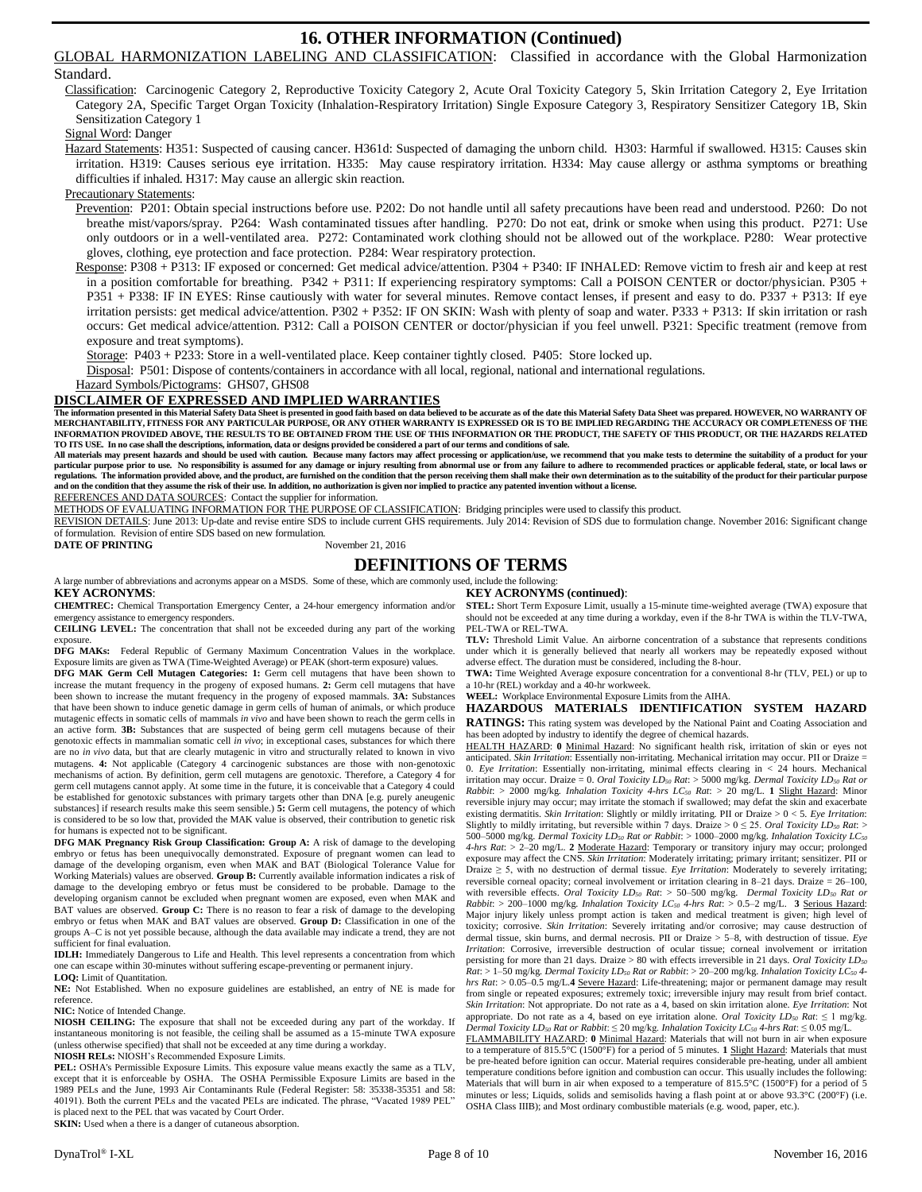# 16. OTHER INFORMATION (Continued)

GLOBAL HARMONIZATION LABELING AND CLASSIFICATION: Classified in accordance with the Global Harmonization Standard.

Classification: Carcinogenic Category 2, Reproductive Toxicity Category 2, Acute Oral Toxicity Category 5, Skin Irritation Category 2, Eye Irritation Category 2A, Specific Target Organ Toxicity (Inhalation-Respiratory Irritation) Single Exposure Category 3, Respiratory Sensitizer Category 1B, Skin Sensitization Category 1

Signal Word: Danger

Hazard Statements: H351: Suspected of causing cancer. H361d: Suspected of damaging the unborn child. H303: Harmful if swallowed. H315: Causes skin irritation. H319: Causes serious eye irritation. H335: May cause respiratory irritation. H334: May cause allergy or asthma symptoms or breathing difficulties if inhaled. H317: May cause an allergic skin reaction.

Precautionary Statements:

Prevention: P201: Obtain special instructions before use. P202: Do not handle until all safety precautions have been read and understood. P260: Do not breathe mist/vapors/spray. P264: Wash contaminated tissues after handling. P270: Do not eat, drink or smoke when using this product. P271: Use only outdoors or in a well-ventilated area. P272: Contaminated work clothing should not be allowed out of the workplace. P280: Wear protective gloves, clothing, eye protection and face protection. P284: Wear respiratory protection.

Response: P308 + P313: IF exposed or concerned: Get medical advice/attention. P304 + P340: IF INHALED: Remove victim to fresh air and keep at rest in a position comfortable for breathing. P342 + P311: If experiencing respiratory symptoms: Call a POISON CENTER or doctor/physician. P305 + P351 + P338: IF IN EYES: Rinse cautiously with water for several minutes. Remove contact lenses, if present and easy to do. P337 + P313: If eye irritation persists: get medical advice/attention. P302 + P352: IF ON SKIN: Wash with plenty of soap and water. P333 + P313: If skin irritation or rash occurs: Get medical advice/attention. P312: Call a POISON CENTER or doctor/physician if you feel unwell. P321: Specific treatment (remove from exposure and treat symptoms).

Storage: P403 + P233: Store in a well-ventilated place. Keep container tightly closed. P405: Store locked up.

Disposal: P501: Dispose of contents/containers in accordance with all local, regional, national and international regulations.

Hazard Symbols/Pictograms: GHS07, GHS08

**DISCLAIMER OF EXPRESSED AND IMPLIED WARRANTIES**

**The information presented in this Material Safety Data Sheet is presented in good faith based on data believed to be accurate as of the date this Material Safety Data Sheet was prepared. HOWEVER, NO WARRANTY OF MERCHANTABILITY, FITNESS FOR ANY PARTICULAR PURPOSE, OR ANY OTHER WARRANTY IS EXPRESSED OR IS TO BE IMPLIED REGARDING THE ACCURACY OR COMPLETENESS OF THE INFORMATION PROVIDED ABOVE, THE RESULTS TO BE OBTAINED FROM THE USE OF THIS INFORMATION OR THE PRODUCT, THE SAFETY OF THIS PRODUCT, OR THE HAZARDS RELATED TO ITS USE. In no case shall the descriptions, information, data or designs provided be considered a part of our terms and conditions of sale.**

**All materials may present hazards and should be used with caution. Because many factors may affect processing or application/use, we recommend that you make tests to determine the suitability of a product for your particular purpose prior to use. No responsibility is assumed for any damage or injury resulting from abnormal use or from any failure to adhere to recommended practices or applicable federal, state, or local laws or regulations. The information provided above, and the product, are furnished on the condition that the person receiving them shall make their own determination as to the suitability of the product for their particular purpose and on the condition that they assume the risk of their use. In addition, no authorization is given nor implied to practice any patented invention without a license.**

REFERENCES AND DATA SOURCES: Contact the supplier for information.

METHODS OF EVALUATING INFORMATION FOR THE PURPOSE OF CLASSIFICATION: Bridging principles were used to classify this product.

REVISION DETAILS: June 2013: Up-date and revise entire SDS to include current GHS requirements. July 2014: Revision of SDS due to formulation change. November 2016: Significant change of formulation. Revision of entire SDS based on new formulation.

**DATE OF PRINTING** November 21, 2016

# DEFINITIONS OF TERMS

A large number of abbreviations and acronyms appear on a MSDS. Some of these, which are commonly used, include the following:

**KEY ACRONYMS**:

**CHEMTREC:** Chemical Transportation Emergency Center, a 24-hour emergency information and/or emergency assistance to emergency responders.

**CEILING LEVEL:** The concentration that shall not be exceeded during any part of the working exposure.

**DFG MAKs:** Federal Republic of Germany Maximum Concentration Values in the workplace. Exposure limits are given as TWA (Time-Weighted Average) or PEAK (short-term exposure) values.

**DFG MAK Germ Cell Mutagen Categories: 1:** Germ cell mutagens that have been shown to increase the mutant frequency in the progeny of exposed humans. **2:** Germ cell mutagens that have been shown to increase the mutant frequency in the progeny of exposed mammals. **3A:** Substances that have been shown to induce genetic damage in germ cells of human of animals, or which produce mutagenic effects in somatic cells of mammals *in vivo* and have been shown to reach the germ cells in an active form. **3B:** Substances that are suspected of being germ cell mutagens because of their genotoxic effects in mammalian somatic cell *in vivo*; in exceptional cases, substances for which there are no *in vivo* data, but that are clearly mutagenic in vitro and structurally related to known in vivo mutagens. **4:** Not applicable (Category 4 carcinogenic substances are those with non-genotoxic mechanisms of action. By definition, germ cell mutagens are genotoxic. Therefore, a Category 4 for germ cell mutagens cannot apply. At some time in the future, it is conceivable that a Category 4 could be established for genotoxic substances with primary targets other than DNA [e.g. purely aneugenic substances] if research results make this seem sensible.) **5:** Germ cell mutagens, the potency of which is considered to be so low that, provided the MAK value is observed, their contribution to genetic risk for humans is expected not to be significant.

**DFG MAK Pregnancy Risk Group Classification: Group A:** A risk of damage to the developing embryo or fetus has been unequivocally demonstrated. Exposure of pregnant women can lead to damage of the developing organism, even when MAK and BAT (Biological Tolerance Value for Working Materials) values are observed. **Group B:** Currently available information indicates a risk of damage to the developing embryo or fetus must be considered to be probable. Damage to the developing organism cannot be excluded when pregnant women are exposed, even when MAK and BAT values are observed. **Group C:** There is no reason to fear a risk of damage to the developing embryo or fetus when MAK and BAT values are observed. **Group D:** Classification in one of the groups A–C is not yet possible because, although the data available may indicate a trend, they are not sufficient for final evaluation.

**IDLH:** Immediately Dangerous to Life and Health. This level represents a concentration from which one can escape within 30-minutes without suffering escape-preventing or permanent injury.

**LOQ:** Limit of Quantitation.

**NE:** Not Established. When no exposure guidelines are established, an entry of NE is made for reference.

**NIC:** Notice of Intended Change.

**NIOSH CEILING:** The exposure that shall not be exceeded during any part of the workday. If instantaneous monitoring is not feasible, the ceiling shall be assumed as a 15-minute TWA exposure (unless otherwise specified) that shall not be exceeded at any time during a workday.

**NIOSH RELs:** NIOSH's Recommended Exposure Limits.

**PEL:** OSHA's Permissible Exposure Limits. This exposure value means exactly the same as a TLV, except that it is enforceable by OSHA. The OSHA Permissible Exposure Limits are based in the 1989 PELs and the June, 1993 Air Contaminants Rule (Federal Register: 58: 35338-35351 and 58: 40191). Both the current PELs and the vacated PELs are indicated. The phrase, "Vacated 1989 PEL" is placed next to the PEL that was vacated by Court Order.

**SKIN:** Used when a there is a danger of cutaneous absorption.

**KEY ACRONYMS (continued)**:

**STEL:** Short Term Exposure Limit, usually a 15-minute time-weighted average (TWA) exposure that should not be exceeded at any time during a workday, even if the 8-hr TWA is within the TLV-TWA, PEL-TWA or REL-TWA.

**TLV:** Threshold Limit Value. An airborne concentration of a substance that represents conditions under which it is generally believed that nearly all workers may be repeatedly exposed without adverse effect. The duration must be considered, including the 8-hour.

**TWA:** Time Weighted Average exposure concentration for a conventional 8-hr (TLV, PEL) or up to a 10-hr (REL) workday and a 40-hr workweek.

**WEEL:** Workplace Environmental Exposure Limits from the AIHA.

**HAZARDOUS MATERIALS IDENTIFICATION SYSTEM HAZARD RATINGS:** This rating system was developed by the National Paint and Coating Association and has been adopted by industry to identify the degree of chemical hazards.

HEALTH HAZARD: **0** Minimal Hazard: No significant health risk, irritation of skin or eyes not anticipated. *Skin Irritation*: Essentially non-irritating. Mechanical irritation may occur. PII or Draize = 0. *Eye Irritation*: Essentially non-irritating, minimal effects clearing in < 24 hours. Mechanical irritation may occur. Draize = 0. *Oral Toxicity $LD_{50}$ Rat*: > 5000 mg/kg. *Dermal Toxicity $LD_{50}$ Rat or Rabbit*: > 2000 mg/kg. *Inhalation Toxicity 4-hrs $LC_{50}$ Rat*: > 20 mg/L. **1** Slight Hazard: Minor reversible injury may occur; may irritate the stomach if swallowed; may defat the skin and exacerbate existing dermatitis. *Skin Irritation*: Slightly or mildly irritating. PII or Draize > 0 < 5. *Eye Irritation*: Slightly to mildly irritating, but reversible within 7 days. Draize > 0 ≤ 25. *Oral Toxicity $LD_{50}$ Rat*: > 500–5000 mg/kg. *Dermal Toxicity $LD_{50}$ Rat or Rabbit*: > 1000–2000 mg/kg. *Inhalation Toxicity $LC_{50}$ 4-hrs Rat*: > 2–20 mg/L. **2** Moderate Hazard: Temporary or transitory injury may occur; prolonged exposure may affect the CNS. *Skin Irritation*: Moderately irritating; primary irritant; sensitizer. PII or Draize ≥ 5, with no destruction of dermal tissue. *Eye Irritation*: Moderately to severely irritating; reversible corneal opacity; corneal involvement or irritation clearing in 8–21 days. Draize = 26–100, with reversible effects. *Oral Toxicity $LD_{50}$ Rat*: > 50–500 mg/kg. *Dermal Toxicity $LD_{50}$ Rat or Rabbit*: > 200–1000 mg/kg. *Inhalation Toxicity $LC_{50}$ 4-hrs Rat*: > 0.5–2 mg/L. **3** Serious Hazard: Major injury likely unless prompt action is taken and medical treatment is given; high level of toxicity; corrosive. *Skin Irritation*: Severely irritating and/or corrosive; may cause destruction of dermal tissue, skin burns, and dermal necrosis. PII or Draize > 5–8, with destruction of tissue. *Eye Irritation*: Corrosive, irreversible destruction of ocular tissue; corneal involvement or irritation persisting for more than 21 days. Draize > 80 with effects irreversible in 21 days. *Oral Toxicity $LD_{50}$ Rat*: > 1–50 mg/kg. *Dermal Toxicity $LD_{50}$ Rat or Rabbit*: > 20–200 mg/kg. *Inhalation Toxicity $LC_{50}$ 4-hrs Rat*: > 0.05–0.5 mg/L. **4** Severe Hazard: Life-threatening; major or permanent damage may result from single or repeated exposures; extremely toxic; irreversible injury may result from brief contact. *Skin Irritation*: Not appropriate. Do not rate as a 4, based on skin irritation alone. *Eye Irritation*: Not appropriate. Do not rate as a 4, based on eye irritation alone. *Oral Toxicity $LD_{50}$ Rat*: ≤ 1 mg/kg. *Dermal Toxicity $LD_{50}$ Rat or Rabbit*: ≤ 20 mg/kg. *Inhalation Toxicity $LC_{50}$ 4-hrs Rat*: ≤ 0.05 mg/L.

FLAMMABILITY HAZARD: **0** Minimal Hazard: Materials that will not burn in air when exposure to a temperature of 815.5°C (1500°F) for a period of 5 minutes. **1** Slight Hazard: Materials that must be pre-heated before ignition can occur. Material requires considerable pre-heating, under all ambient temperature conditions before ignition and combustion can occur. This usually includes the following: Materials that will burn in air when exposed to a temperature of 815.5°C (1500°F) for a period of 5 minutes or less; Liquids, solids and semisolids having a flash point at or above 93.3°C (200°F) (i.e. OSHA Class IIIB); and Most ordinary combustible materials (e.g. wood, paper, etc.).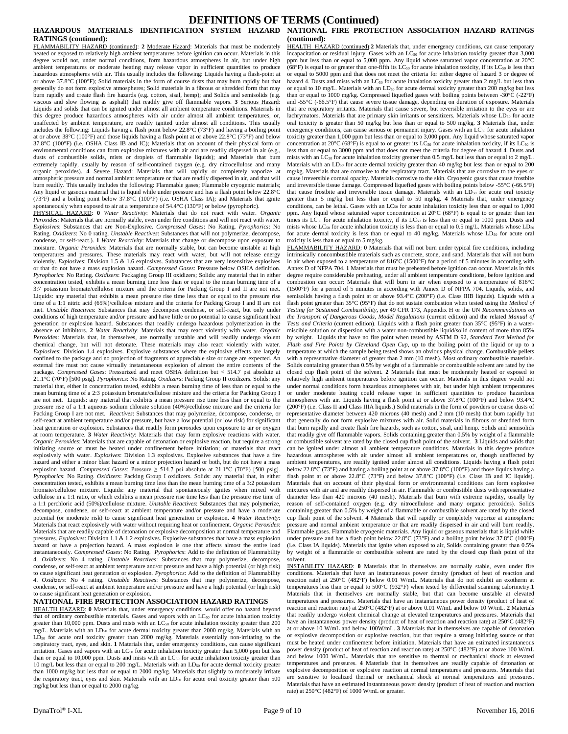# DEFINITIONS OF TERMS (Continued)

## HAZARDOUS MATERIALS IDENTIFICATION SYSTEM HAZARD RATINGS (continued):

FLAMMABILITY HAZARD (continued): **2** Moderate Hazard: Materials that must be moderately heated or exposed to relatively high ambient temperatures before ignition can occur. Materials in this degree would not, under normal conditions, form hazardous atmospheres in air, but under high ambient temperatures or moderate heating may release vapor in sufficient quantities to produce hazardous atmospheres with air. This usually includes the following: Liquids having a flash-point at or above 37.8°C (100°F); Solid materials in the form of course dusts that may burn rapidly but that generally do not form explosive atmospheres; Solid materials in a fibrous or shredded form that may burn rapidly and create flash fire hazards (e.g. cotton, sisal, hemp); and Solids and semisolids (e.g. viscous and slow flowing as asphalt) that readily give off flammable vapors. **3** Serious Hazard: Liquids and solids that can be ignited under almost all ambient temperature conditions. Materials in this degree produce hazardous atmospheres with air under almost all ambient temperatures, or, unaffected by ambient temperature, are readily ignited under almost all conditions. This usually includes the following: Liquids having a flash point below 22.8°C (73°F) and having a boiling point at or above 38°C (100°F) and those liquids having a flash point at or above 22.8°C (73°F) and below 37.8°C (100°F) (i.e. OSHA Class IB and IC); Materials that on account of their physical form or environmental conditions can form explosive mixtures with air and are readily dispersed in air (e.g., dusts of combustible solids, mists or droplets of flammable liquids); and Materials that burn extremely rapidly, usually by reason of self-contained oxygen (e.g. dry nitrocellulose and many organic peroxides). **4** Severe Hazard: Materials that will rapidly or completely vaporize at atmospheric pressure and normal ambient temperature or that are readily dispersed in air, and that will burn readily. This usually includes the following: Flammable gases; Flammable cryogenic materials; Any liquid or gaseous material that is liquid while under pressure and has a flash point below 22.8°C (73°F) and a boiling point below 37.8°C (100°F) (i.e. OSHA Class IA); and Materials that ignite spontaneously when exposed to air at a temperature of 54.4°C (130°F) or below (pyrophoric).

PHYSICAL HAZARD: **0** *Water Reactivity*: Materials that do not react with water. *Organic Peroxides*: Materials that are normally stable, even under fire conditions and will not react with water. *Explosives*: Substances that are Non-Explosive. *Compressed Gases*: No Rating. *Pyrophorics*: No Rating. *Oxidizers*: No 0 rating. *Unstable Reactives*: Substances that will not polymerize, decompose, condense, or self-react.). **1** *Water Reactivity*: Materials that change or decompose upon exposure to moisture. *Organic Peroxides*: Materials that are normally stable, but can become unstable at high temperatures and pressures. These materials may react with water, but will not release energy violently. *Explosives*: Division 1.5 & 1.6 explosives. Substances that are very insensitive explosives or that do not have a mass explosion hazard. *Compressed Gases*: Pressure below OSHA definition. *Pyrophorics*: No Rating. *Oxidizers*: Packaging Group III oxidizers; Solids: any material that in either concentration tested, exhibits a mean burning time less than or equal to the mean burning time of a 3:7 potassium bromate/cellulose mixture and the criteria for Packing Group I and II are not met. Liquids: any material that exhibits a mean pressure rise time less than or equal to the pressure rise time of a 1:1 nitric acid (65%)/cellulose mixture and the criteria for Packing Group I and II are not met. *Unstable Reactives*: Substances that may decompose condense, or self-react, but only under conditions of high temperature and/or pressure and have little or no potential to cause significant heat generation or explosion hazard. Substances that readily undergo hazardous polymerization in the absence of inhibitors. **2** *Water Reactivity*: Materials that may react violently with water. *Organic Peroxides*: Materials that, in themselves, are normally unstable and will readily undergo violent chemical change, but will not detonate. These materials may also react violently with water. *Explosives*: Division 1.4 explosives. Explosive substances where the explosive effects are largely confined to the package and no projection of fragments of appreciable size or range are expected. An external fire must not cause virtually instantaneous explosion of almost the entire contents of the package. *Compressed Gases*: Pressurized and meet OSHA definition but < 514.7 psi absolute at 21.1°C (70°F) [500 psig]. *Pyrophorics*: No Rating. *Oxidizers*: Packing Group II oxidizers. Solids: any material that, either in concentration tested, exhibits a mean burning time of less than or equal to the mean burning time of a 2:3 potassium bromate/cellulose mixture and the criteria for Packing Group I are not met. Liquids: any material that exhibits a mean pressure rise time less than or equal to the pressure rise of a 1:1 aqueous sodium chlorate solution (40%)/cellulose mixture and the criteria for Packing Group I are not met. *Reactives*: Substances that may polymerize, decompose, condense, or self-react at ambient temperature and/or pressure, but have a low potential (or low risk) for significant heat generation or explosion. Substances that readily form peroxides upon exposure to air or oxygen at room temperature. **3** *Water Reactivity*: Materials that may form explosive reactions with water. *Organic Peroxides*: Materials that are capable of detonation or explosive reaction, but require a strong initiating source or must be heated under confinement before initiation; or materials that react explosively with water. *Explosives*: Division 1.3 explosives. Explosive substances that have a fire hazard and either a minor blast hazard or a minor projection hazard or both, but do not have a mass explosion hazard. *Compressed Gases*: Pressure ≥ 514.7 psi absolute at 21.1°C (70°F) [500 psig]. *Pyrophorics*: No Rating. *Oxidizers*: Packing Group I oxidizers. Solids: any material that, in either concentration tested, exhibits a mean burning time less than the mean burning time of a 3:2 potassium bromate/cellulose mixture. Liquids: any material that spontaneously ignites when mixed with cellulose in a 1:1 ratio, or which exhibits a mean pressure rise time less than the pressure rise time of a 1:1 perchloric acid (50%)/cellulose mixture. *Unstable Reactives*: Substances that may polymerize, decompose, condense, or self-react at ambient temperature and/or pressure and have a moderate potential (or moderate risk) to cause significant heat generation or explosion. **4** *Water Reactivity*: Materials that react explosively with water without requiring heat or confinement. *Organic Peroxides*: Materials that are readily capable of detonation or explosive decomposition at normal temperature and pressures. *Explosives*: Division 1.1 & 1.2 explosives. Explosive substances that have a mass explosion hazard or have a projection hazard. A mass explosion is one that affects almost the entire load instantaneously. *Compressed Gases*: No Rating. *Pyrophorics*: Add to the definition of Flammability 4. *Oxidizers*: No 4 rating. *Unstable Reactives*: Substances that may polymerize, decompose, condense, or self-react at ambient temperature and/or pressure and have a high potential (or high risk) to cause significant heat generation or explosion. *Pyrophorics*: Add to the definition of Flammability 4. *Oxidizers*: No 4 rating. *Unstable Reactives*: Substances that may polymerize, decompose, condense, or self-react at ambient temperature and/or pressure and have a high potential (or high risk) to cause significant heat generation or explosion.

## NATIONAL FIRE PROTECTION ASSOCIATION HAZARD RATINGS

HEALTH HAZARD: **0** Materials that, under emergency conditions, would offer no hazard beyond that of ordinary combustible materials. Gases and vapors with an $LC_{50}$ for acute inhalation toxicity greater than 10,000 ppm. Dusts and mists with an $LC_{50}$ for acute inhalation toxicity greater than 200 mg/L. Materials with an $LD_{50}$ for acute dermal toxicity greater than 2000 mg/kg. Materials with an $LD_{50}$ for acute oral toxicity greater than 2000 mg/kg. Materials essentially non-irritating to the respiratory tract, eyes, and skin. **1** Materials that, under emergency conditions, can cause significant irritation. Gases and vapors with an $LC_{50}$ for acute inhalation toxicity greater than 5,000 ppm but less than or equal to 10,000 ppm. Dusts and mists with an $LC_{50}$ for acute inhalation toxicity greater than 10 mg/L but less than or equal to 200 mg/L. Materials with an $LD_{50}$ for acute dermal toxicity greater than 1000 mg/kg but less than or equal to 2000 mg/kg. Materials that slightly to moderately irritate the respiratory tract, eyes and skin. Materials with an $LD_{50}$ for acute oral toxicity greater than 500 mg/kg but less than or equal to 2000 mg/kg.

## NATIONAL FIRE PROTECTION ASSOCIATION HAZARD RATINGS (continued):

HEALTH HAZARD (continued):**2** Materials that, under emergency conditions, can cause temporary incapacitation or residual injury. Gases with an $LC_{50}$ for acute inhalation toxicity greater than 3,000 ppm but less than or equal to 5,000 ppm. Any liquid whose saturated vapor concentration at 20°C (68°F) is equal to or greater than one-fifth its $LC_{50}$ for acute inhalation toxicity, if its $LC_{50}$ is less than or equal to 5000 ppm and that does not meet the criteria for either degree of hazard 3 or degree of hazard 4. Dusts and mists with an $LC_{50}$ for acute inhalation toxicity greater than 2 mg/L but less than or equal to 10 mg/L. Materials with an $LD_{50}$ for acute dermal toxicity greater than 200 mg/kg but less than or equal to 1000 mg/kg. Compressed liquefied gases with boiling points between -30°C (-22°F) and -55°C (-66.5°F) that cause severe tissue damage, depending on duration of exposure. Materials that are respiratory irritants. Materials that cause severe, but reversible irritation to the eyes or are lachrymators. Materials that are primary skin irritants or sensitizers. Materials whose $LD_{50}$ for acute oral toxicity is greater than 50 mg/kg but less than or equal to 500 mg/kg. **3** Materials that, under emergency conditions, can cause serious or permanent injury. Gases with an $LC_{50}$ for acute inhalation toxicity greater than 1,000 ppm but less than or equal to 3,000 ppm. Any liquid whose saturated vapor concentration at 20°C (68°F) is equal to or greater its $LC_{50}$ for acute inhalation toxicity, if its $LC_{50}$ is less than or equal to 3000 ppm and that does not meet the criteria for degree of hazard 4. Dusts and mists with an $LC_{50}$ for acute inhalation toxicity greater than 0.5 mg/L but less than or equal to 2 mg/L. Materials with an $LD_{50}$ for acute dermal toxicity greater than 40 mg/kg but less than or equal to 200 mg/kg. Materials that are corrosive to the respiratory tract. Materials that are corrosive to the eyes or cause irreversible corneal opacity. Materials corrosive to the skin. Cryogenic gases that cause frostbite and irreversible tissue damage. Compressed liquefied gases with boiling points below -55°C (-66.5°F) that cause frostbite and irreversible tissue damage. Materials with an $LD_{50}$ for acute oral toxicity greater than 5 mg/kg but less than or equal to 50 mg/kg. **4** Materials that, under emergency conditions, can be lethal. Gases with an $LC_{50}$ for acute inhalation toxicity less than or equal to 1,000 ppm. Any liquid whose saturated vapor concentration at 20°C (68°F) is equal to or greater than ten times its $LC_{50}$ for acute inhalation toxicity, if its $LC_{50}$ is less than or equal to 1000 ppm. Dusts and mists whose $LC_{50}$ for acute inhalation toxicity is less than or equal to 0.5 mg/L. Materials whose $LD_{50}$ for acute dermal toxicity is less than or equal to 40 mg/kg. Materials whose $LD_{50}$ for acute oral toxicity is less than or equal to 5 mg/kg.

FLAMMABILITY HAZARD: **0** Materials that will not burn under typical fire conditions, including intrinsically noncombustible materials such as concrete, stone, and sand. Materials that will not burn in air when exposed to a temperature of 816°C (1500°F) for a period of 5 minutes in accordance with Annex D of NFPA 704. **1** Materials that must be preheated before ignition can occur. Materials in this degree require considerable preheating, under all ambient temperature conditions, before ignition and combustion can occur: Materials that will burn in air when exposed to a temperature of 816°C (1500°F) for a period of 5 minutes in accordance with Annex D of NFPA 704. Liquids, solids, and semisolids having a flash point at or above 93.4°C (200°F) (i.e. Class IIIB liquids). Liquids with a flash point greater than 35°C (95°F) that do not sustain combustion when tested using the *Method of Testing for Sustained Combustibility*, per 49 CFR 173, Appendix H or the UN *Recommendations on the Transport of Dangerous Goods, Model Regulations* (current edition) and the related *Manual of Tests and Criteria* (current edition). Liquids with a flash point greater than 35°C (95°F) in a water-miscible solution or dispersion with a water non-combustible liquid/solid content of more than 85% by weight. Liquids that have no fire point when tested by ASTM D 92, *Standard Test Method for Flash and Fire Points by Cleveland Open Cup*, up to the boiling point of the liquid or up to a temperature at which the sample being tested shows an obvious physical change. Combustible pellets with a representative diameter of greater than 2 mm (10 mesh). Most ordinary combustible materials. Solids containing greater than 0.5% by weight of a flammable or combustible solvent are rated by the closed cup flash point of the solvent. **2** Materials that must be moderately heated or exposed to relatively high ambient temperatures before ignition can occur. Materials in this degree would not under normal conditions form hazardous atmospheres with air, but under high ambient temperatures or under moderate heating could release vapor in sufficient quantities to produce hazardous atmospheres with air. Liquids having a flash point at or above 37.8°C (100°F) and below 93.4°C (200°F) (i.e. Class II and Class IIIA liquids.) Solid materials in the form of powders or coarse dusts of representative diameter between 420 microns (40 mesh) and 2 mm (10 mesh) that burn rapidly but that generally do not form explosive mixtures with air. Solid materials in fibrous or shredded form that burn rapidly and create flash fire hazards, such as cotton, sisal, and hemp. Solids and semisolids that readily give off flammable vapors. Solids containing greater than 0.5% by weight of a flammable or combustible solvent are rated by the closed cup flash point of the solvent. **3** Liquids and solids that can be ignited under almost all ambient temperature conditions. Materials in this degree produce hazardous atmospheres with air under almost all ambient temperatures or, though unaffected by ambient temperatures, are readily ignited under almost all conditions. Liquids having a flash point below 22.8°C (73°F) and having a boiling point at or above 37.8°C (100°F) and those liquids having a flash point at or above 22.8°C (73°F) and below 37.8°C (100°F) (i.e. Class IB and IC liquids). Materials that on account of their physical form or environmental conditions can form explosive mixtures with air and are readily dispersed in air. Flammable or combustible dusts with representative diameter less than 420 microns (40 mesh). Materials that burn with extreme rapidity, usually by reason of self-contained oxygen (e.g. dry nitrocellulose and many organic peroxides). Solids containing greater than 0.5% by weight of a flammable or combustible solvent are rated by the closed cup flash point of the solvent. **4** Materials that will rapidly or completely vaporize at atmospheric pressure and normal ambient temperature or that are readily dispersed in air and will burn readily. Flammable gases. Flammable cryogenic materials. Any liquid or gaseous materials that is liquid while under pressure and has a flash point below 22.8°C (73°F) and a boiling point below 37.8°C (100°F) (i.e. Class IA liquids). Materials that ignite when exposed to air, Solids containing greater than 0.5% by weight of a flammable or combustible solvent are rated by the closed cup flash point of the solvent.

INSTABILITY HAZARD: **0** Materials that in themselves are normally stable, even under fire conditions. Materials that have an instantaneous power density (product of heat of reaction and reaction rate) at 250°C (482°F) below 0.01 W/mL. Materials that do not exhibit an exotherm at temperatures less than or equal to 500°C (932°F) when tested by differential scanning calorimetry.**1** Materials that in themselves are normally stable, but that can become unstable at elevated temperatures and pressures. Materials that have an instantaneous power density (product of heat of reaction and reaction rate) at 250°C (482°F) at or above 0.01 W/mL and below 10 W/mL. **2** Materials that readily undergo violent chemical change at elevated temperatures and pressures. Materials that have an instantaneous power density (product of heat of reaction and reaction rate) at 250°C (482°F) at or above 10 W/mL and below 100W/mL. **3** Materials that in themselves are capable of detonation or explosive decomposition or explosive reaction, but that require a strong initiating source or that must be heated under confinement before initiation. Materials that have an estimated instantaneous power density (product of heat of reaction and reaction rate) at 250°C (482°F) at or above 100 W/mL and below 1000 W/mL. Materials that are sensitive to thermal or mechanical shock at elevated temperatures and pressures. **4** Materials that in themselves are readily capable of detonation or explosive decomposition or explosive reaction at normal temperatures and pressures. Materials that are sensitive to localized thermal or mechanical shock at normal temperatures and pressures. Materials that have an estimated instantaneous power density (product of heat of reaction and reaction rate) at 250°C (482°F) of 1000 W/mL or greater.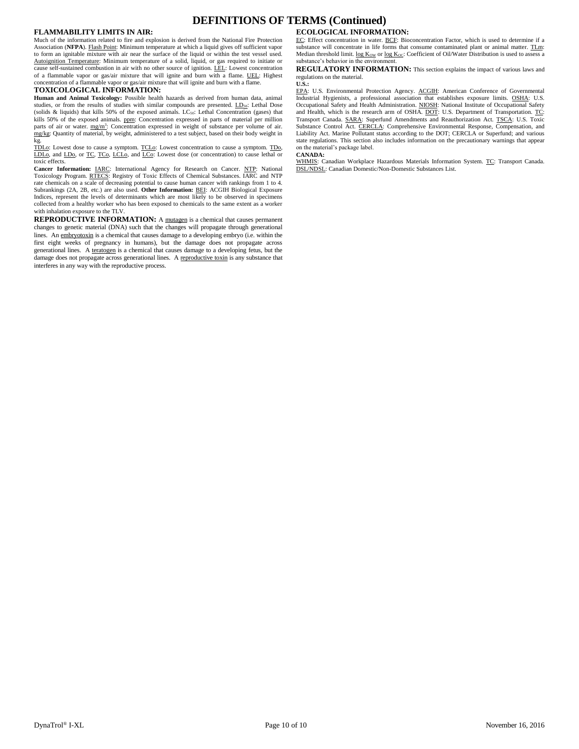# DEFINITIONS OF TERMS (Continued)

## FLAMMABILITY LIMITS IN AIR:

Much of the information related to fire and explosion is derived from the National Fire Protection Association (**NFPA**). Flash Point: Minimum temperature at which a liquid gives off sufficient vapor to form an ignitable mixture with air near the surface of the liquid or within the test vessel used. Autoignition Temperature: Minimum temperature of a solid, liquid, or gas required to initiate or cause self-sustained combustion in air with no other source of ignition. LEL: Lowest concentration of a flammable vapor or gas/air mixture that will ignite and burn with a flame. UEL: Highest concentration of a flammable vapor or gas/air mixture that will ignite and burn with a flame.

## TOXICOLOGICAL INFORMATION:

**Human and Animal Toxicology:** Possible health hazards as derived from human data, animal studies, or from the results of studies with similar compounds are presented. $LD_{50}$: Lethal Dose (solids & liquids) that kills 50% of the exposed animals. $LC_{50}$: Lethal Concentration (gases) that kills 50% of the exposed animals. ppm: Concentration expressed in parts of material per million parts of air or water. $mg/m^3$: Concentration expressed in weight of substance per volume of air. mg/kg: Quantity of material, by weight, administered to a test subject, based on their body weight in kg.

TDLo: Lowest dose to cause a symptom. TCLo: Lowest concentration to cause a symptom. TDo, LDLo, and LDo, or TC, TCo, LCLo, and LCo: Lowest dose (or concentration) to cause lethal or toxic effects.

**Cancer Information:** IARC: International Agency for Research on Cancer. NTP: National Toxicology Program. RTECS: Registry of Toxic Effects of Chemical Substances. IARC and NTP rate chemicals on a scale of decreasing potential to cause human cancer with rankings from 1 to 4. Subrankings (2A, 2B, etc.) are also used. **Other Information:** BEI: ACGIH Biological Exposure Indices, represent the levels of determinants which are most likely to be observed in specimens collected from a healthy worker who has been exposed to chemicals to the same extent as a worker with inhalation exposure to the TLV.

**REPRODUCTIVE INFORMATION:** A mutagen is a chemical that causes permanent changes to genetic material (DNA) such that the changes will propagate through generational lines. An embryotoxin is a chemical that causes damage to a developing embryo (i.e. within the first eight weeks of pregnancy in humans), but the damage does not propagate across generational lines. A teratogen is a chemical that causes damage to a developing fetus, but the damage does not propagate across generational lines. A reproductive toxin is any substance that interferes in any way with the reproductive process.

## ECOLOGICAL INFORMATION:

EC: Effect concentration in water. BCF: Bioconcentration Factor, which is used to determine if a substance will concentrate in life forms that consume contaminated plant or animal matter. TLm: Median threshold limit. log $K_{OW}$ or log $K_{OC}$: Coefficient of Oil/Water Distribution is used to assess a substance's behavior in the environment.

**REGULATORY INFORMATION:** This section explains the impact of various laws and regulations on the material.

**U.S.:**

EPA: U.S. Environmental Protection Agency. ACGIH: American Conference of Governmental Industrial Hygienists, a professional association that establishes exposure limits. OSHA: U.S. Occupational Safety and Health Administration. NIOSH: National Institute of Occupational Safety and Health, which is the research arm of OSHA. DOT: U.S. Department of Transportation. TC: Transport Canada. SARA: Superfund Amendments and Reauthorization Act. TSCA: U.S. Toxic Substance Control Act. CERCLA: Comprehensive Environmental Response, Compensation, and Liability Act. Marine Pollutant status according to the DOT; CERCLA or Superfund; and various state regulations. This section also includes information on the precautionary warnings that appear on the material's package label.

**CANADA:**

WHMIS: Canadian Workplace Hazardous Materials Information System. TC: Transport Canada. DSL/NDSL: Canadian Domestic/Non-Domestic Substances List.